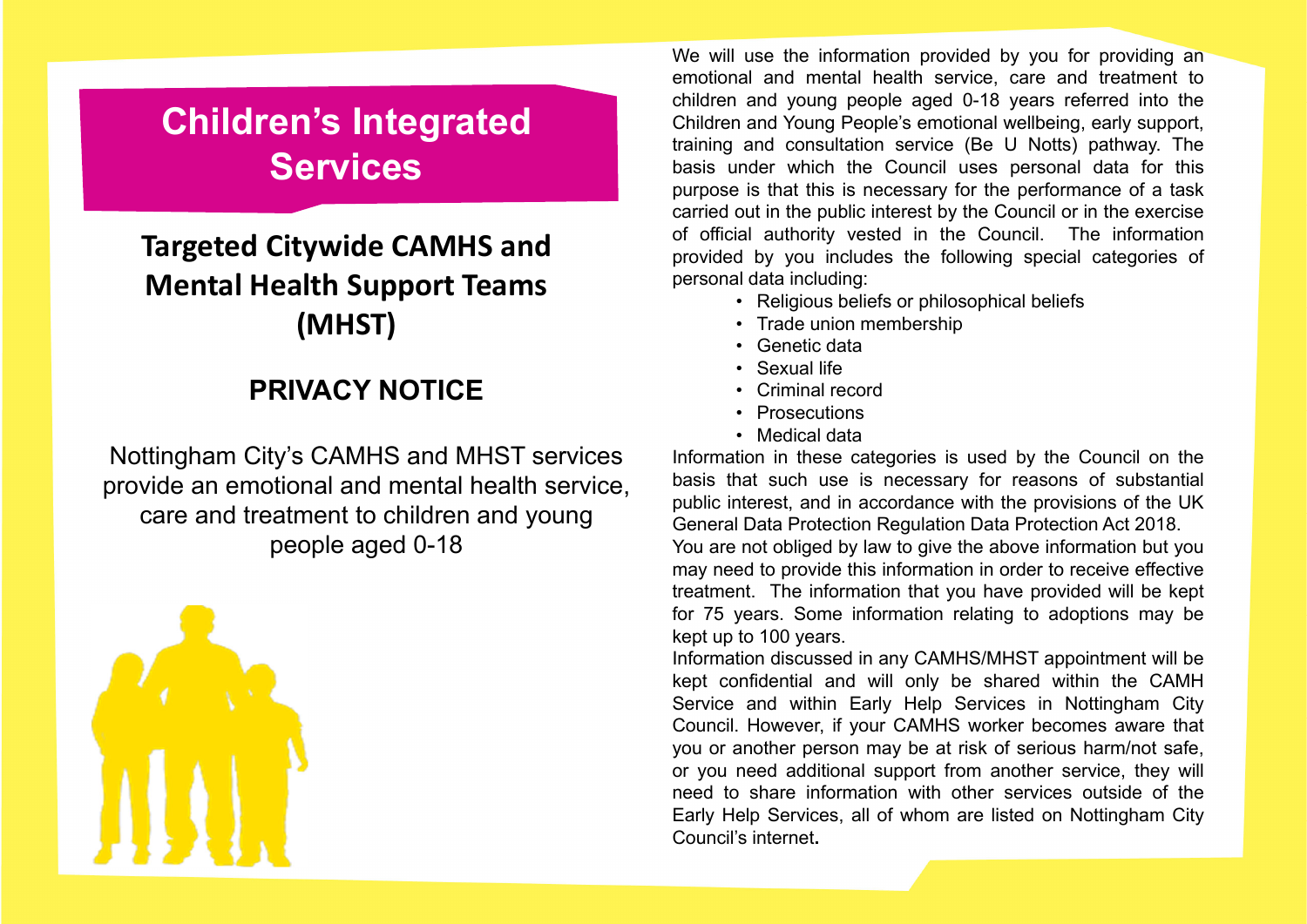# Children's Integrated Services

## Targeted Citywide CAMHS and Mental Health Support Teams (MHST)

## PRIVACY NOTICE

Nottingham City's CAMHS and MHST services provide an emotional and mental health service, care and treatment to children and young people aged 0-18

We will use the information provided by you for providing an emotional and mental health service, care and treatment to children and young people aged 0-18 years referred into the Children and Young People's emotional wellbeing, early support, training and consultation service (Be U Notts) pathway. The basis under which the Council uses personal data for this purpose is that this is necessary for the performance of a task carried out in the public interest by the Council or in the exercise of official authority vested in the Council. The information provided by you includes the following special categories of personal data including:

- Religious beliefs or philosophical beliefs
- Trade union membership
- Genetic data
- Sexual life
- Criminal record
- Prosecutions
- Medical data

Information in these categories is used by the Council on the basis that such use is necessary for reasons of substantial public interest, and in accordance with the provisions of the UK General Data Protection Regulation Data Protection Act 2018.

You are not obliged by law to give the above information but you may need to provide this information in order to receive effective treatment. The information that you have provided will be kept for 75 years. Some information relating to adoptions may be kept up to 100 years.

Information discussed in any CAMHS/MHST appointment will be kept confidential and will only be shared within the CAMH Service and within Early Help Services in Nottingham City Council. However, if your CAMHS worker becomes aware that you or another person may be at risk of serious harm/not safe, or you need additional support from another service, they will need to share information with other services outside of the Early Help Services, all of whom are listed on Nottingham City Council's internet.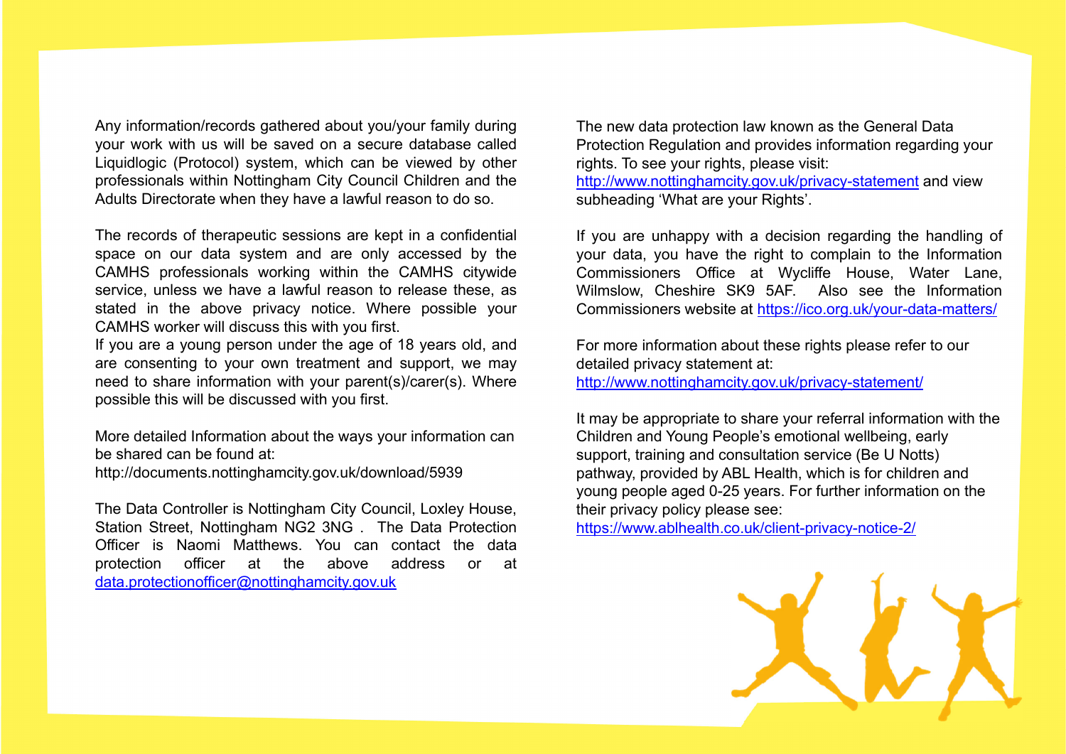Any information/records gathered about you/your family during your work with us will be saved on a secure database called Liquidlogic (Protocol) system, which can be viewed by other professionals within Nottingham City Council Children and the Adults Directorate when they have a lawful reason to do so.

The records of therapeutic sessions are kept in a confidential space on our data system and are only accessed by the CAMHS professionals working within the CAMHS citywide service, unless we have a lawful reason to release these, as stated in the above privacy notice. Where possible your CAMHS worker will discuss this with you first.

If you are a young person under the age of 18 years old, and are consenting to your own treatment and support, we may need to share information with your parent(s)/carer(s). Where possible this will be discussed with you first.

More detailed Information about the ways your information can be shared can be found at:
http://documents.nottinghamcity.gov.uk/download/5939

The Data Controller is Nottingham City Council, Loxley House, Station Street, Nottingham NG2 3NG . The Data Protection Officer is Naomi Matthews. You can contact the data protection officer at the above address or at data.protectionofficer@nottinghamcity.gov.uk

The new data protection law known as the General Data Protection Regulation and provides information regarding your rights. To see your rights, please visit: http://www.nottinghamcity.gov.uk/privacy-statement and view subheading 'What are your Rights'.

If you are unhappy with a decision regarding the handling of your data, you have the right to complain to the Information Commissioners Office at Wycliffe House, Water Lane, Wilmslow, Cheshire SK9 5AF. Also see the Information Commissioners website at https://ico.org.uk/your-data-matters/

For more information about these rights please refer to our detailed privacy statement at:
http://www.nottinghamcity.gov.uk/privacy-statement/

It may be appropriate to share your referral information with the Children and Young People's emotional wellbeing, early support, training and consultation service (Be U Notts) pathway, provided by ABL Health, which is for children and young people aged 0-25 years. For further information on the their privacy policy please see:
https://www.ablhealth.co.uk/client-privacy-notice-2/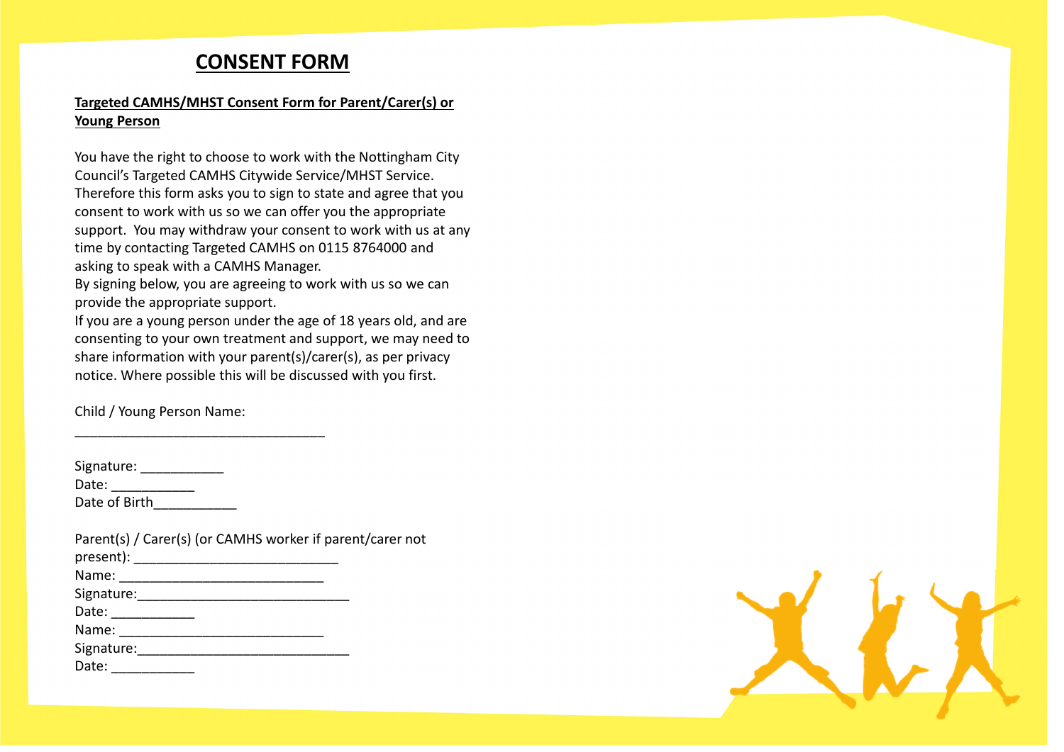# CONSENT FORM

**Targeted CAMHS/MHST Consent Form for Parent/Carer(s) or Young Person**

You have the right to choose to work with the Nottingham City Council's Targeted CAMHS Citywide Service/MHST Service. Therefore this form asks you to sign to state and agree that you consent to work with us so we can offer you the appropriate support. You may withdraw your consent to work with us at any time by contacting Targeted CAMHS on 0115 8764000 and asking to speak with a CAMHS Manager.

By signing below, you are agreeing to work with us so we can provide the appropriate support.

If you are a young person under the age of 18 years old, and are consenting to your own treatment and support, we may need to share information with your parent(s)/carer(s), as per privacy notice. Where possible this will be discussed with you first.

Child / Young Person Name:

________________________________

Signature: ___________
Date: ___________
Date of Birth___________

Parent(s) / Carer(s) (or CAMHS worker if parent/carer not present): __________________________
Name: __________________________
Signature:___________________________
Date: ___________
Name: __________________________
Signature:___________________________
Date: ___________